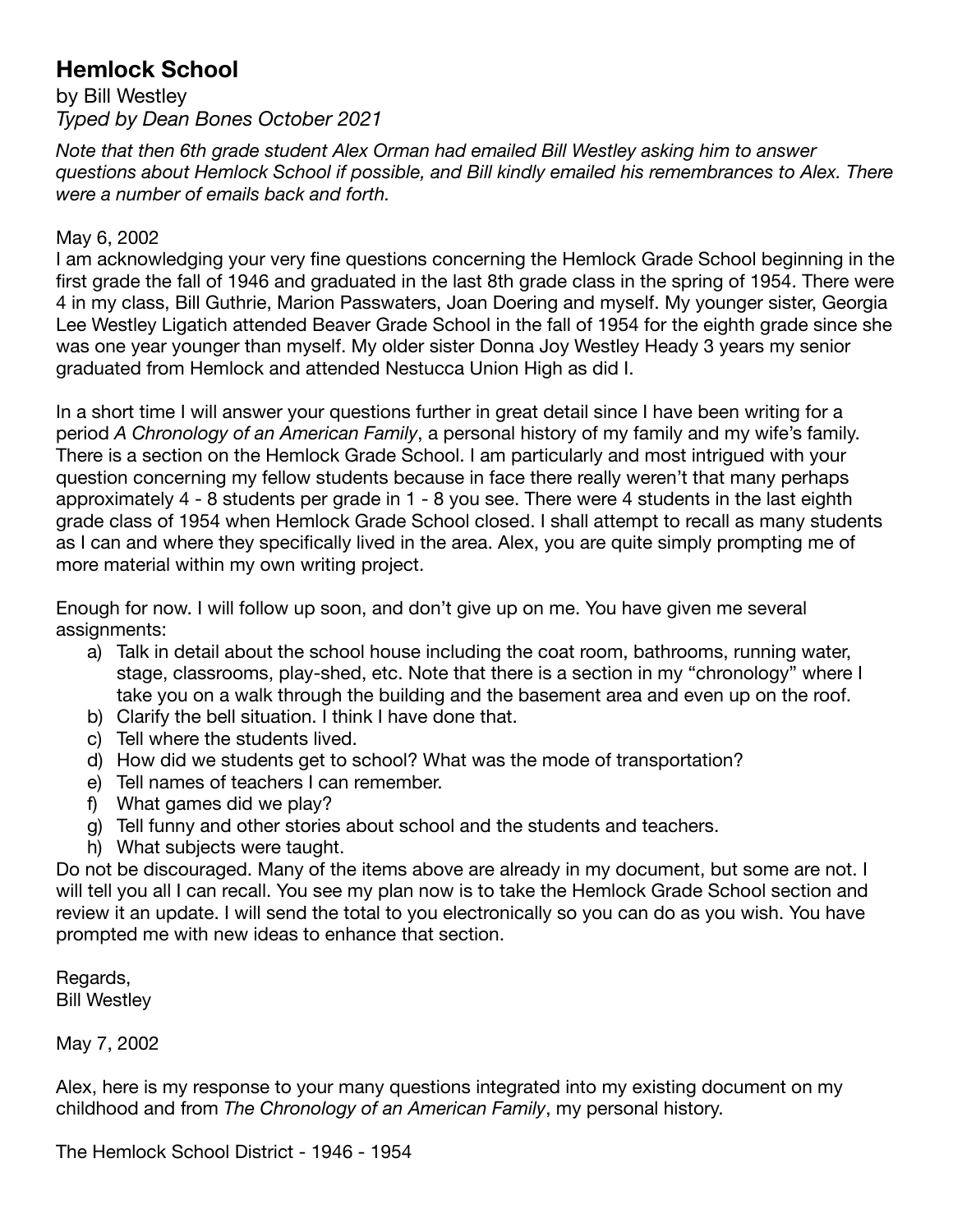# Hemlock School

by Bill Westley

*Typed by Dean Bones October 2021*

*Note that then 6th grade student Alex Orman had emailed Bill Westley asking him to answer questions about Hemlock School if possible, and Bill kindly emailed his remembrances to Alex. There were a number of emails back and forth.*

May 6, 2002

I am acknowledging your very fine questions concerning the Hemlock Grade School beginning in the first grade the fall of 1946 and graduated in the last 8th grade class in the spring of 1954. There were 4 in my class, Bill Guthrie, Marion Passwaters, Joan Doering and myself. My younger sister, Georgia Lee Westley Ligatich attended Beaver Grade School in the fall of 1954 for the eighth grade since she was one year younger than myself. My older sister Donna Joy Westley Heady 3 years my senior graduated from Hemlock and attended Nestucca Union High as did I.

In a short time I will answer your questions further in great detail since I have been writing for a period *A Chronology of an American Family*, a personal history of my family and my wife's family. There is a section on the Hemlock Grade School. I am particularly and most intrigued with your question concerning my fellow students because in face there really weren't that many perhaps approximately 4 - 8 students per grade in 1 - 8 you see. There were 4 students in the last eighth grade class of 1954 when Hemlock Grade School closed. I shall attempt to recall as many students as I can and where they specifically lived in the area. Alex, you are quite simply prompting me of more material within my own writing project.

Enough for now. I will follow up soon, and don't give up on me. You have given me several assignments:

a) Talk in detail about the school house including the coat room, bathrooms, running water, stage, classrooms, play-shed, etc. Note that there is a section in my "chronology" where I take you on a walk through the building and the basement area and even up on the roof.
b) Clarify the bell situation. I think I have done that.
c) Tell where the students lived.
d) How did we students get to school? What was the mode of transportation?
e) Tell names of teachers I can remember.
f) What games did we play?
g) Tell funny and other stories about school and the students and teachers.
h) What subjects were taught.

Do not be discouraged. Many of the items above are already in my document, but some are not. I will tell you all I can recall. You see my plan now is to take the Hemlock Grade School section and review it an update. I will send the total to you electronically so you can do as you wish. You have prompted me with new ideas to enhance that section.

Regards,
Bill Westley

May 7, 2002

Alex, here is my response to your many questions integrated into my existing document on my childhood and from *The Chronology of an American Family*, my personal history.

The Hemlock School District - 1946 - 1954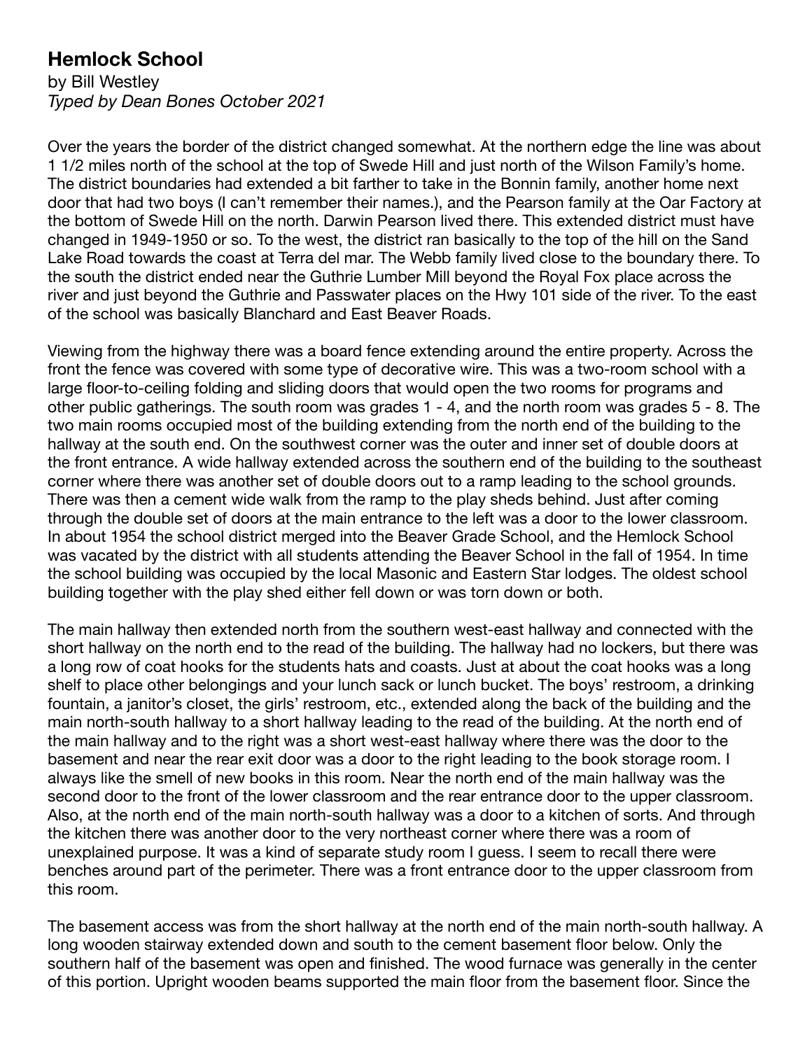## Hemlock School

by Bill Westley
*Typed by Dean Bones October 2021*

Over the years the border of the district changed somewhat. At the northern edge the line was about 1 1/2 miles north of the school at the top of Swede Hill and just north of the Wilson Family's home. The district boundaries had extended a bit farther to take in the Bonnin family, another home next door that had two boys (I can't remember their names.), and the Pearson family at the Oar Factory at the bottom of Swede Hill on the north. Darwin Pearson lived there. This extended district must have changed in 1949-1950 or so. To the west, the district ran basically to the top of the hill on the Sand Lake Road towards the coast at Terra del mar. The Webb family lived close to the boundary there. To the south the district ended near the Guthrie Lumber Mill beyond the Royal Fox place across the river and just beyond the Guthrie and Passwater places on the Hwy 101 side of the river. To the east of the school was basically Blanchard and East Beaver Roads.

Viewing from the highway there was a board fence extending around the entire property. Across the front the fence was covered with some type of decorative wire. This was a two-room school with a large floor-to-ceiling folding and sliding doors that would open the two rooms for programs and other public gatherings. The south room was grades 1 - 4, and the north room was grades 5 - 8. The two main rooms occupied most of the building extending from the north end of the building to the hallway at the south end. On the southwest corner was the outer and inner set of double doors at the front entrance. A wide hallway extended across the southern end of the building to the southeast corner where there was another set of double doors out to a ramp leading to the school grounds. There was then a cement wide walk from the ramp to the play sheds behind. Just after coming through the double set of doors at the main entrance to the left was a door to the lower classroom. In about 1954 the school district merged into the Beaver Grade School, and the Hemlock School was vacated by the district with all students attending the Beaver School in the fall of 1954. In time the school building was occupied by the local Masonic and Eastern Star lodges. The oldest school building together with the play shed either fell down or was torn down or both.

The main hallway then extended north from the southern west-east hallway and connected with the short hallway on the north end to the read of the building. The hallway had no lockers, but there was a long row of coat hooks for the students hats and coasts. Just at about the coat hooks was a long shelf to place other belongings and your lunch sack or lunch bucket. The boys' restroom, a drinking fountain, a janitor's closet, the girls' restroom, etc., extended along the back of the building and the main north-south hallway to a short hallway leading to the read of the building. At the north end of the main hallway and to the right was a short west-east hallway where there was the door to the basement and near the rear exit door was a door to the right leading to the book storage room. I always like the smell of new books in this room. Near the north end of the main hallway was the second door to the front of the lower classroom and the rear entrance door to the upper classroom. Also, at the north end of the main north-south hallway was a door to a kitchen of sorts. And through the kitchen there was another door to the very northeast corner where there was a room of unexplained purpose. It was a kind of separate study room I guess. I seem to recall there were benches around part of the perimeter. There was a front entrance door to the upper classroom from this room.

The basement access was from the short hallway at the north end of the main north-south hallway. A long wooden stairway extended down and south to the cement basement floor below. Only the southern half of the basement was open and finished. The wood furnace was generally in the center of this portion. Upright wooden beams supported the main floor from the basement floor. Since the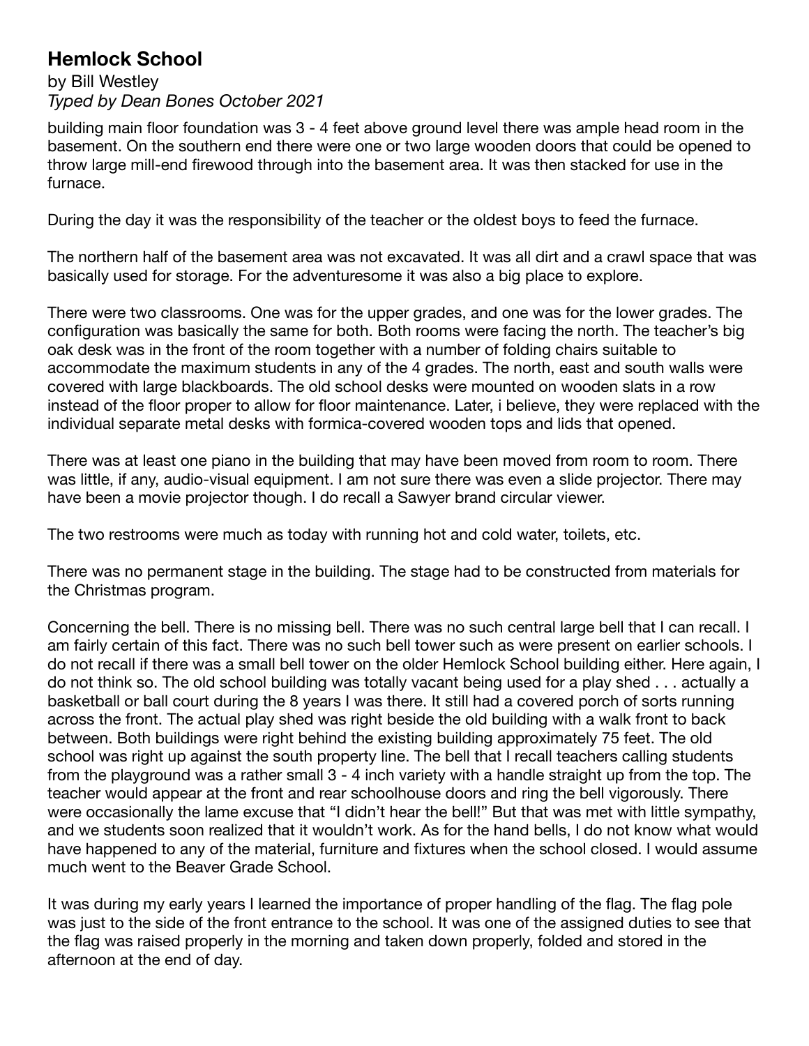building main floor foundation was 3 - 4 feet above ground level there was ample head room in the basement. On the southern end there were one or two large wooden doors that could be opened to throw large mill-end firewood through into the basement area. It was then stacked for use in the furnace.

During the day it was the responsibility of the teacher or the oldest boys to feed the furnace.

The northern half of the basement area was not excavated. It was all dirt and a crawl space that was basically used for storage. For the adventuresome it was also a big place to explore.

There were two classrooms. One was for the upper grades, and one was for the lower grades. The configuration was basically the same for both. Both rooms were facing the north. The teacher's big oak desk was in the front of the room together with a number of folding chairs suitable to accommodate the maximum students in any of the 4 grades. The north, east and south walls were covered with large blackboards. The old school desks were mounted on wooden slats in a row instead of the floor proper to allow for floor maintenance. Later, i believe, they were replaced with the individual separate metal desks with formica-covered wooden tops and lids that opened.

There was at least one piano in the building that may have been moved from room to room. There was little, if any, audio-visual equipment. I am not sure there was even a slide projector. There may have been a movie projector though. I do recall a Sawyer brand circular viewer.

The two restrooms were much as today with running hot and cold water, toilets, etc.

There was no permanent stage in the building. The stage had to be constructed from materials for the Christmas program.

Concerning the bell. There is no missing bell. There was no such central large bell that I can recall. I am fairly certain of this fact. There was no such bell tower such as were present on earlier schools. I do not recall if there was a small bell tower on the older Hemlock School building either. Here again, I do not think so. The old school building was totally vacant being used for a play shed . . . actually a basketball or ball court during the 8 years I was there. It still had a covered porch of sorts running across the front. The actual play shed was right beside the old building with a walk front to back between. Both buildings were right behind the existing building approximately 75 feet. The old school was right up against the south property line. The bell that I recall teachers calling students from the playground was a rather small 3 - 4 inch variety with a handle straight up from the top. The teacher would appear at the front and rear schoolhouse doors and ring the bell vigorously. There were occasionally the lame excuse that "I didn't hear the bell!" But that was met with little sympathy, and we students soon realized that it wouldn't work. As for the hand bells, I do not know what would have happened to any of the material, furniture and fixtures when the school closed. I would assume much went to the Beaver Grade School.

It was during my early years I learned the importance of proper handling of the flag. The flag pole was just to the side of the front entrance to the school. It was one of the assigned duties to see that the flag was raised properly in the morning and taken down properly, folded and stored in the afternoon at the end of day.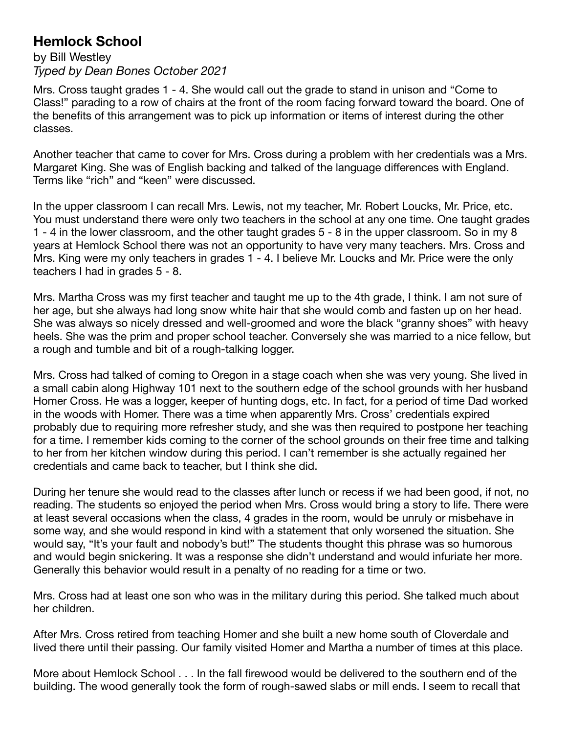## Hemlock School

by Bill Westley
*Typed by Dean Bones October 2021*

Mrs. Cross taught grades 1 - 4. She would call out the grade to stand in unison and "Come to Class!" parading to a row of chairs at the front of the room facing forward toward the board. One of the benefits of this arrangement was to pick up information or items of interest during the other classes.

Another teacher that came to cover for Mrs. Cross during a problem with her credentials was a Mrs. Margaret King. She was of English backing and talked of the language differences with England. Terms like "rich" and "keen" were discussed.

In the upper classroom I can recall Mrs. Lewis, not my teacher, Mr. Robert Loucks, Mr. Price, etc. You must understand there were only two teachers in the school at any one time. One taught grades 1 - 4 in the lower classroom, and the other taught grades 5 - 8 in the upper classroom. So in my 8 years at Hemlock School there was not an opportunity to have very many teachers. Mrs. Cross and Mrs. King were my only teachers in grades 1 - 4. I believe Mr. Loucks and Mr. Price were the only teachers I had in grades 5 - 8.

Mrs. Martha Cross was my first teacher and taught me up to the 4th grade, I think. I am not sure of her age, but she always had long snow white hair that she would comb and fasten up on her head. She was always so nicely dressed and well-groomed and wore the black "granny shoes" with heavy heels. She was the prim and proper school teacher. Conversely she was married to a nice fellow, but a rough and tumble and bit of a rough-talking logger.

Mrs. Cross had talked of coming to Oregon in a stage coach when she was very young. She lived in a small cabin along Highway 101 next to the southern edge of the school grounds with her husband Homer Cross. He was a logger, keeper of hunting dogs, etc. In fact, for a period of time Dad worked in the woods with Homer. There was a time when apparently Mrs. Cross' credentials expired probably due to requiring more refresher study, and she was then required to postpone her teaching for a time. I remember kids coming to the corner of the school grounds on their free time and talking to her from her kitchen window during this period. I can't remember is she actually regained her credentials and came back to teacher, but I think she did.

During her tenure she would read to the classes after lunch or recess if we had been good, if not, no reading. The students so enjoyed the period when Mrs. Cross would bring a story to life. There were at least several occasions when the class, 4 grades in the room, would be unruly or misbehave in some way, and she would respond in kind with a statement that only worsened the situation. She would say, "It's your fault and nobody's but!" The students thought this phrase was so humorous and would begin snickering. It was a response she didn't understand and would infuriate her more. Generally this behavior would result in a penalty of no reading for a time or two.

Mrs. Cross had at least one son who was in the military during this period. She talked much about her children.

After Mrs. Cross retired from teaching Homer and she built a new home south of Cloverdale and lived there until their passing. Our family visited Homer and Martha a number of times at this place.

More about Hemlock School . . . In the fall firewood would be delivered to the southern end of the building. The wood generally took the form of rough-sawed slabs or mill ends. I seem to recall that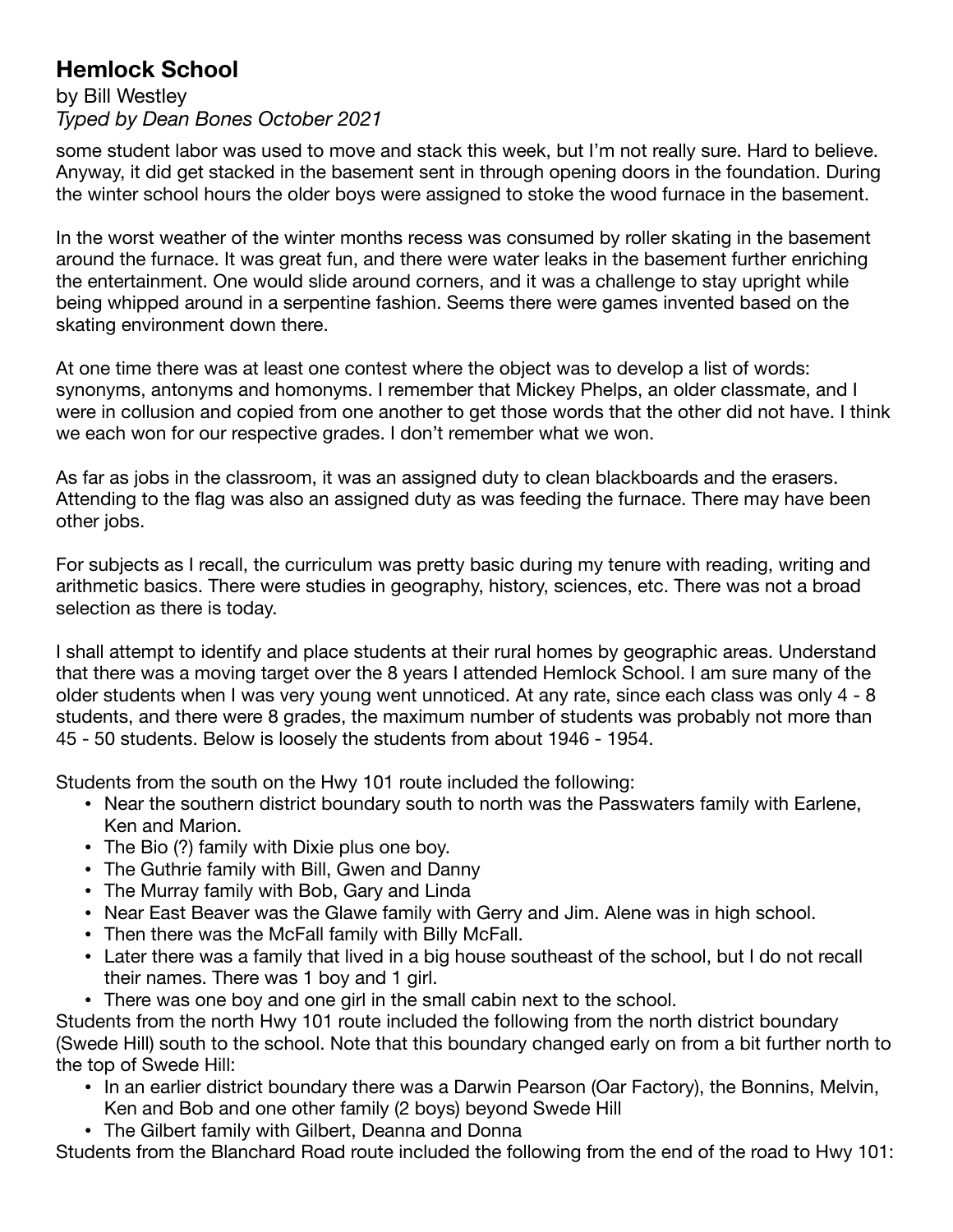some student labor was used to move and stack this week, but I'm not really sure. Hard to believe. Anyway, it did get stacked in the basement sent in through opening doors in the foundation. During the winter school hours the older boys were assigned to stoke the wood furnace in the basement.

In the worst weather of the winter months recess was consumed by roller skating in the basement around the furnace. It was great fun, and there were water leaks in the basement further enriching the entertainment. One would slide around corners, and it was a challenge to stay upright while being whipped around in a serpentine fashion. Seems there were games invented based on the skating environment down there.

At one time there was at least one contest where the object was to develop a list of words: synonyms, antonyms and homonyms. I remember that Mickey Phelps, an older classmate, and I were in collusion and copied from one another to get those words that the other did not have. I think we each won for our respective grades. I don't remember what we won.

As far as jobs in the classroom, it was an assigned duty to clean blackboards and the erasers. Attending to the flag was also an assigned duty as was feeding the furnace. There may have been other jobs.

For subjects as I recall, the curriculum was pretty basic during my tenure with reading, writing and arithmetic basics. There were studies in geography, history, sciences, etc. There was not a broad selection as there is today.

I shall attempt to identify and place students at their rural homes by geographic areas. Understand that there was a moving target over the 8 years I attended Hemlock School. I am sure many of the older students when I was very young went unnoticed. At any rate, since each class was only 4 - 8 students, and there were 8 grades, the maximum number of students was probably not more than 45 - 50 students. Below is loosely the students from about 1946 - 1954.

Students from the south on the Hwy 101 route included the following:

- Near the southern district boundary south to north was the Passwaters family with Earlene, Ken and Marion.
- The Bio (?) family with Dixie plus one boy.
- The Guthrie family with Bill, Gwen and Danny
- The Murray family with Bob, Gary and Linda
- Near East Beaver was the Glawe family with Gerry and Jim. Alene was in high school.
- Then there was the McFall family with Billy McFall.
- Later there was a family that lived in a big house southeast of the school, but I do not recall their names. There was 1 boy and 1 girl.
- There was one boy and one girl in the small cabin next to the school.

Students from the north Hwy 101 route included the following from the north district boundary (Swede Hill) south to the school. Note that this boundary changed early on from a bit further north to the top of Swede Hill:

- In an earlier district boundary there was a Darwin Pearson (Oar Factory), the Bonnins, Melvin, Ken and Bob and one other family (2 boys) beyond Swede Hill
- The Gilbert family with Gilbert, Deanna and Donna

Students from the Blanchard Road route included the following from the end of the road to Hwy 101: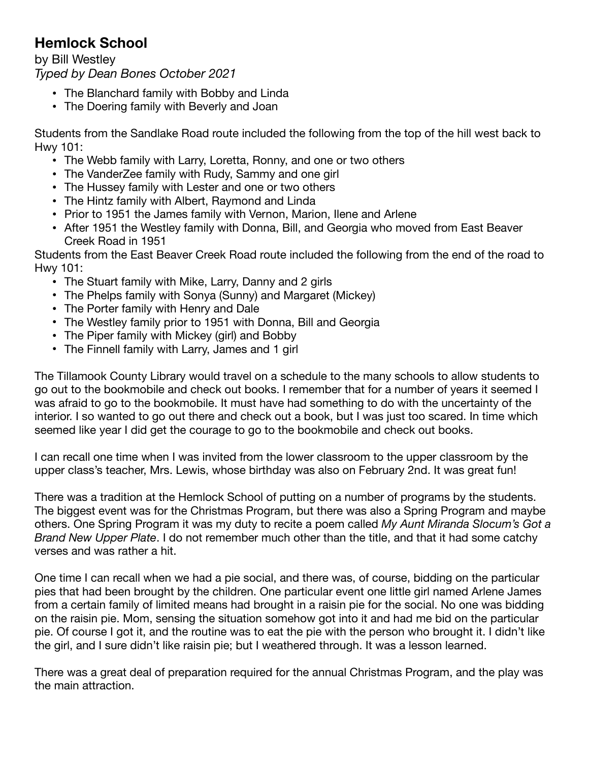## Hemlock School

by Bill Westley
*Typed by Dean Bones October 2021*

- The Blanchard family with Bobby and Linda
- The Doering family with Beverly and Joan

Students from the Sandlake Road route included the following from the top of the hill west back to Hwy 101:

- The Webb family with Larry, Loretta, Ronny, and one or two others
- The VanderZee family with Rudy, Sammy and one girl
- The Hussey family with Lester and one or two others
- The Hintz family with Albert, Raymond and Linda
- Prior to 1951 the James family with Vernon, Marion, Ilene and Arlene
- After 1951 the Westley family with Donna, Bill, and Georgia who moved from East Beaver Creek Road in 1951

Students from the East Beaver Creek Road route included the following from the end of the road to Hwy 101:

- The Stuart family with Mike, Larry, Danny and 2 girls
- The Phelps family with Sonya (Sunny) and Margaret (Mickey)
- The Porter family with Henry and Dale
- The Westley family prior to 1951 with Donna, Bill and Georgia
- The Piper family with Mickey (girl) and Bobby
- The Finnell family with Larry, James and 1 girl

The Tillamook County Library would travel on a schedule to the many schools to allow students to go out to the bookmobile and check out books. I remember that for a number of years it seemed I was afraid to go to the bookmobile. It must have had something to do with the uncertainty of the interior. I so wanted to go out there and check out a book, but I was just too scared. In time which seemed like year I did get the courage to go to the bookmobile and check out books.

I can recall one time when I was invited from the lower classroom to the upper classroom by the upper class's teacher, Mrs. Lewis, whose birthday was also on February 2nd. It was great fun!

There was a tradition at the Hemlock School of putting on a number of programs by the students. The biggest event was for the Christmas Program, but there was also a Spring Program and maybe others. One Spring Program it was my duty to recite a poem called *My Aunt Miranda Slocum's Got a Brand New Upper Plate*. I do not remember much other than the title, and that it had some catchy verses and was rather a hit.

One time I can recall when we had a pie social, and there was, of course, bidding on the particular pies that had been brought by the children. One particular event one little girl named Arlene James from a certain family of limited means had brought in a raisin pie for the social. No one was bidding on the raisin pie. Mom, sensing the situation somehow got into it and had me bid on the particular pie. Of course I got it, and the routine was to eat the pie with the person who brought it. I didn't like the girl, and I sure didn't like raisin pie; but I weathered through. It was a lesson learned.

There was a great deal of preparation required for the annual Christmas Program, and the play was the main attraction.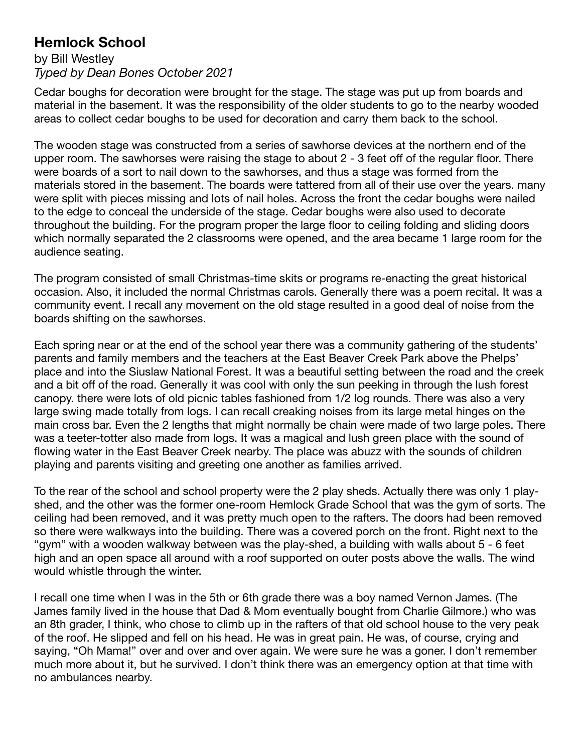# Hemlock School

by Bill Westley
*Typed by Dean Bones October 2021*

Cedar boughs for decoration were brought for the stage. The stage was put up from boards and material in the basement. It was the responsibility of the older students to go to the nearby wooded areas to collect cedar boughs to be used for decoration and carry them back to the school.

The wooden stage was constructed from a series of sawhorse devices at the northern end of the upper room. The sawhorses were raising the stage to about 2 - 3 feet off of the regular floor. There were boards of a sort to nail down to the sawhorses, and thus a stage was formed from the materials stored in the basement. The boards were tattered from all of their use over the years. many were split with pieces missing and lots of nail holes. Across the front the cedar boughs were nailed to the edge to conceal the underside of the stage. Cedar boughs were also used to decorate throughout the building. For the program proper the large floor to ceiling folding and sliding doors which normally separated the 2 classrooms were opened, and the area became 1 large room for the audience seating.

The program consisted of small Christmas-time skits or programs re-enacting the great historical occasion. Also, it included the normal Christmas carols. Generally there was a poem recital. It was a community event. I recall any movement on the old stage resulted in a good deal of noise from the boards shifting on the sawhorses.

Each spring near or at the end of the school year there was a community gathering of the students' parents and family members and the teachers at the East Beaver Creek Park above the Phelps' place and into the Siuslaw National Forest. It was a beautiful setting between the road and the creek and a bit off of the road. Generally it was cool with only the sun peeking in through the lush forest canopy. there were lots of old picnic tables fashioned from 1/2 log rounds. There was also a very large swing made totally from logs. I can recall creaking noises from its large metal hinges on the main cross bar. Even the 2 lengths that might normally be chain were made of two large poles. There was a teeter-totter also made from logs. It was a magical and lush green place with the sound of flowing water in the East Beaver Creek nearby. The place was abuzz with the sounds of children playing and parents visiting and greeting one another as families arrived.

To the rear of the school and school property were the 2 play sheds. Actually there was only 1 play-shed, and the other was the former one-room Hemlock Grade School that was the gym of sorts. The ceiling had been removed, and it was pretty much open to the rafters. The doors had been removed so there were walkways into the building. There was a covered porch on the front. Right next to the "gym" with a wooden walkway between was the play-shed, a building with walls about 5 - 6 feet high and an open space all around with a roof supported on outer posts above the walls. The wind would whistle through the winter.

I recall one time when I was in the 5th or 6th grade there was a boy named Vernon James. (The James family lived in the house that Dad & Mom eventually bought from Charlie Gilmore.) who was an 8th grader, I think, who chose to climb up in the rafters of that old school house to the very peak of the roof. He slipped and fell on his head. He was in great pain. He was, of course, crying and saying, "Oh Mama!" over and over and over again. We were sure he was a goner. I don't remember much more about it, but he survived. I don't think there was an emergency option at that time with no ambulances nearby.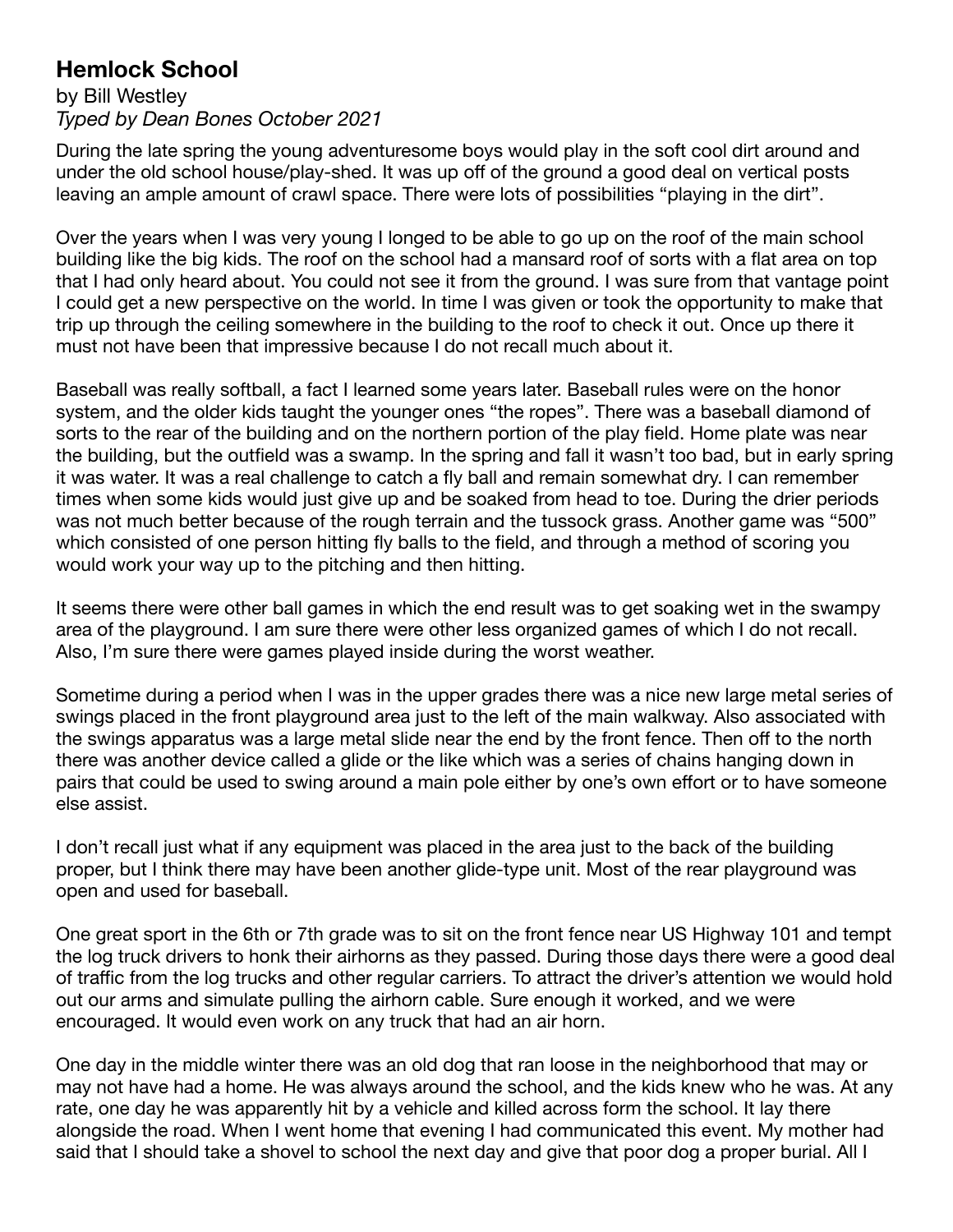## Hemlock School

by Bill Westley

*Typed by Dean Bones October 2021*

During the late spring the young adventuresome boys would play in the soft cool dirt around and under the old school house/play-shed. It was up off of the ground a good deal on vertical posts leaving an ample amount of crawl space. There were lots of possibilities "playing in the dirt".

Over the years when I was very young I longed to be able to go up on the roof of the main school building like the big kids. The roof on the school had a mansard roof of sorts with a flat area on top that I had only heard about. You could not see it from the ground. I was sure from that vantage point I could get a new perspective on the world. In time I was given or took the opportunity to make that trip up through the ceiling somewhere in the building to the roof to check it out. Once up there it must not have been that impressive because I do not recall much about it.

Baseball was really softball, a fact I learned some years later. Baseball rules were on the honor system, and the older kids taught the younger ones "the ropes". There was a baseball diamond of sorts to the rear of the building and on the northern portion of the play field. Home plate was near the building, but the outfield was a swamp. In the spring and fall it wasn't too bad, but in early spring it was water. It was a real challenge to catch a fly ball and remain somewhat dry. I can remember times when some kids would just give up and be soaked from head to toe. During the drier periods was not much better because of the rough terrain and the tussock grass. Another game was "500" which consisted of one person hitting fly balls to the field, and through a method of scoring you would work your way up to the pitching and then hitting.

It seems there were other ball games in which the end result was to get soaking wet in the swampy area of the playground. I am sure there were other less organized games of which I do not recall. Also, I'm sure there were games played inside during the worst weather.

Sometime during a period when I was in the upper grades there was a nice new large metal series of swings placed in the front playground area just to the left of the main walkway. Also associated with the swings apparatus was a large metal slide near the end by the front fence. Then off to the north there was another device called a glide or the like which was a series of chains hanging down in pairs that could be used to swing around a main pole either by one's own effort or to have someone else assist.

I don't recall just what if any equipment was placed in the area just to the back of the building proper, but I think there may have been another glide-type unit. Most of the rear playground was open and used for baseball.

One great sport in the 6th or 7th grade was to sit on the front fence near US Highway 101 and tempt the log truck drivers to honk their airhorns as they passed. During those days there were a good deal of traffic from the log trucks and other regular carriers. To attract the driver's attention we would hold out our arms and simulate pulling the airhorn cable. Sure enough it worked, and we were encouraged. It would even work on any truck that had an air horn.

One day in the middle winter there was an old dog that ran loose in the neighborhood that may or may not have had a home. He was always around the school, and the kids knew who he was. At any rate, one day he was apparently hit by a vehicle and killed across form the school. It lay there alongside the road. When I went home that evening I had communicated this event. My mother had said that I should take a shovel to school the next day and give that poor dog a proper burial. All I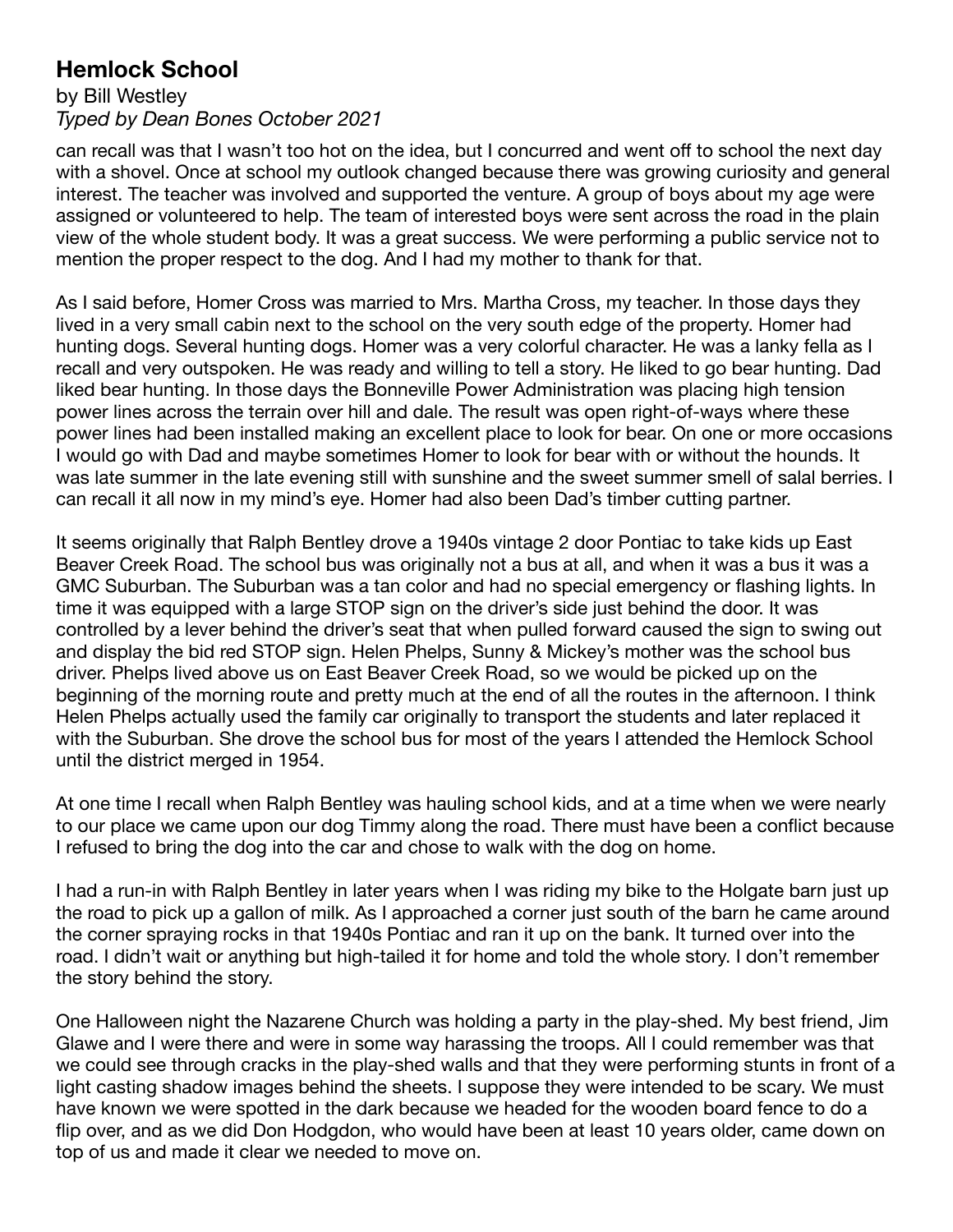can recall was that I wasn't too hot on the idea, but I concurred and went off to school the next day with a shovel. Once at school my outlook changed because there was growing curiosity and general interest. The teacher was involved and supported the venture. A group of boys about my age were assigned or volunteered to help. The team of interested boys were sent across the road in the plain view of the whole student body. It was a great success. We were performing a public service not to mention the proper respect to the dog. And I had my mother to thank for that.

As I said before, Homer Cross was married to Mrs. Martha Cross, my teacher. In those days they lived in a very small cabin next to the school on the very south edge of the property. Homer had hunting dogs. Several hunting dogs. Homer was a very colorful character. He was a lanky fella as I recall and very outspoken. He was ready and willing to tell a story. He liked to go bear hunting. Dad liked bear hunting. In those days the Bonneville Power Administration was placing high tension power lines across the terrain over hill and dale. The result was open right-of-ways where these power lines had been installed making an excellent place to look for bear. On one or more occasions I would go with Dad and maybe sometimes Homer to look for bear with or without the hounds. It was late summer in the late evening still with sunshine and the sweet summer smell of salal berries. I can recall it all now in my mind's eye. Homer had also been Dad's timber cutting partner.

It seems originally that Ralph Bentley drove a 1940s vintage 2 door Pontiac to take kids up East Beaver Creek Road. The school bus was originally not a bus at all, and when it was a bus it was a GMC Suburban. The Suburban was a tan color and had no special emergency or flashing lights. In time it was equipped with a large STOP sign on the driver's side just behind the door. It was controlled by a lever behind the driver's seat that when pulled forward caused the sign to swing out and display the bid red STOP sign. Helen Phelps, Sunny & Mickey's mother was the school bus driver. Phelps lived above us on East Beaver Creek Road, so we would be picked up on the beginning of the morning route and pretty much at the end of all the routes in the afternoon. I think Helen Phelps actually used the family car originally to transport the students and later replaced it with the Suburban. She drove the school bus for most of the years I attended the Hemlock School until the district merged in 1954.

At one time I recall when Ralph Bentley was hauling school kids, and at a time when we were nearly to our place we came upon our dog Timmy along the road. There must have been a conflict because I refused to bring the dog into the car and chose to walk with the dog on home.

I had a run-in with Ralph Bentley in later years when I was riding my bike to the Holgate barn just up the road to pick up a gallon of milk. As I approached a corner just south of the barn he came around the corner spraying rocks in that 1940s Pontiac and ran it up on the bank. It turned over into the road. I didn't wait or anything but high-tailed it for home and told the whole story. I don't remember the story behind the story.

One Halloween night the Nazarene Church was holding a party in the play-shed. My best friend, Jim Glawe and I were there and were in some way harassing the troops. All I could remember was that we could see through cracks in the play-shed walls and that they were performing stunts in front of a light casting shadow images behind the sheets. I suppose they were intended to be scary. We must have known we were spotted in the dark because we headed for the wooden board fence to do a flip over, and as we did Don Hodgdon, who would have been at least 10 years older, came down on top of us and made it clear we needed to move on.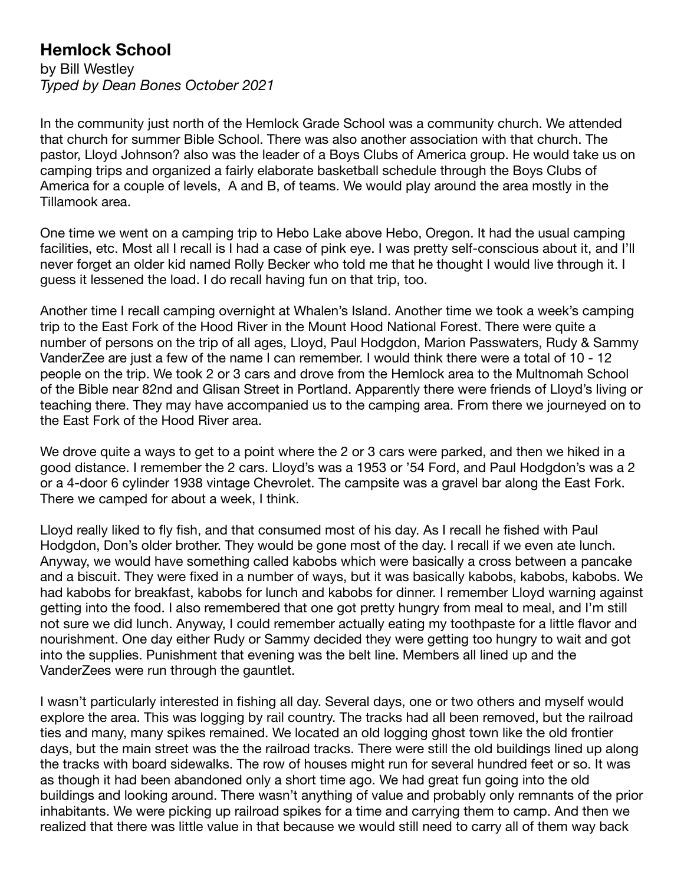## **Hemlock School**

by Bill Westley
*Typed by Dean Bones October 2021*

In the community just north of the Hemlock Grade School was a community church. We attended that church for summer Bible School. There was also another association with that church. The pastor, Lloyd Johnson? also was the leader of a Boys Clubs of America group. He would take us on camping trips and organized a fairly elaborate basketball schedule through the Boys Clubs of America for a couple of levels,  A and B, of teams. We would play around the area mostly in the Tillamook area.

One time we went on a camping trip to Hebo Lake above Hebo, Oregon. It had the usual camping facilities, etc. Most all I recall is I had a case of pink eye. I was pretty self-conscious about it, and I'll never forget an older kid named Rolly Becker who told me that he thought I would live through it. I guess it lessened the load. I do recall having fun on that trip, too.

Another time I recall camping overnight at Whalen's Island. Another time we took a week's camping trip to the East Fork of the Hood River in the Mount Hood National Forest. There were quite a number of persons on the trip of all ages, Lloyd, Paul Hodgdon, Marion Passwaters, Rudy & Sammy VanderZee are just a few of the name I can remember. I would think there were a total of 10 - 12 people on the trip. We took 2 or 3 cars and drove from the Hemlock area to the Multnomah School of the Bible near 82nd and Glisan Street in Portland. Apparently there were friends of Lloyd's living or teaching there. They may have accompanied us to the camping area. From there we journeyed on to the East Fork of the Hood River area.

We drove quite a ways to get to a point where the 2 or 3 cars were parked, and then we hiked in a good distance. I remember the 2 cars. Lloyd's was a 1953 or '54 Ford, and Paul Hodgdon's was a 2 or a 4-door 6 cylinder 1938 vintage Chevrolet. The campsite was a gravel bar along the East Fork. There we camped for about a week, I think.

Lloyd really liked to fly fish, and that consumed most of his day. As I recall he fished with Paul Hodgdon, Don's older brother. They would be gone most of the day. I recall if we even ate lunch. Anyway, we would have something called kabobs which were basically a cross between a pancake and a biscuit. They were fixed in a number of ways, but it was basically kabobs, kabobs, kabobs. We had kabobs for breakfast, kabobs for lunch and kabobs for dinner. I remember Lloyd warning against getting into the food. I also remembered that one got pretty hungry from meal to meal, and I'm still not sure we did lunch. Anyway, I could remember actually eating my toothpaste for a little flavor and nourishment. One day either Rudy or Sammy decided they were getting too hungry to wait and got into the supplies. Punishment that evening was the belt line. Members all lined up and the VanderZees were run through the gauntlet.

I wasn't particularly interested in fishing all day. Several days, one or two others and myself would explore the area. This was logging by rail country. The tracks had all been removed, but the railroad ties and many, many spikes remained. We located an old logging ghost town like the old frontier days, but the main street was the the railroad tracks. There were still the old buildings lined up along the tracks with board sidewalks. The row of houses might run for several hundred feet or so. It was as though it had been abandoned only a short time ago. We had great fun going into the old buildings and looking around. There wasn't anything of value and probably only remnants of the prior inhabitants. We were picking up railroad spikes for a time and carrying them to camp. And then we realized that there was little value in that because we would still need to carry all of them way back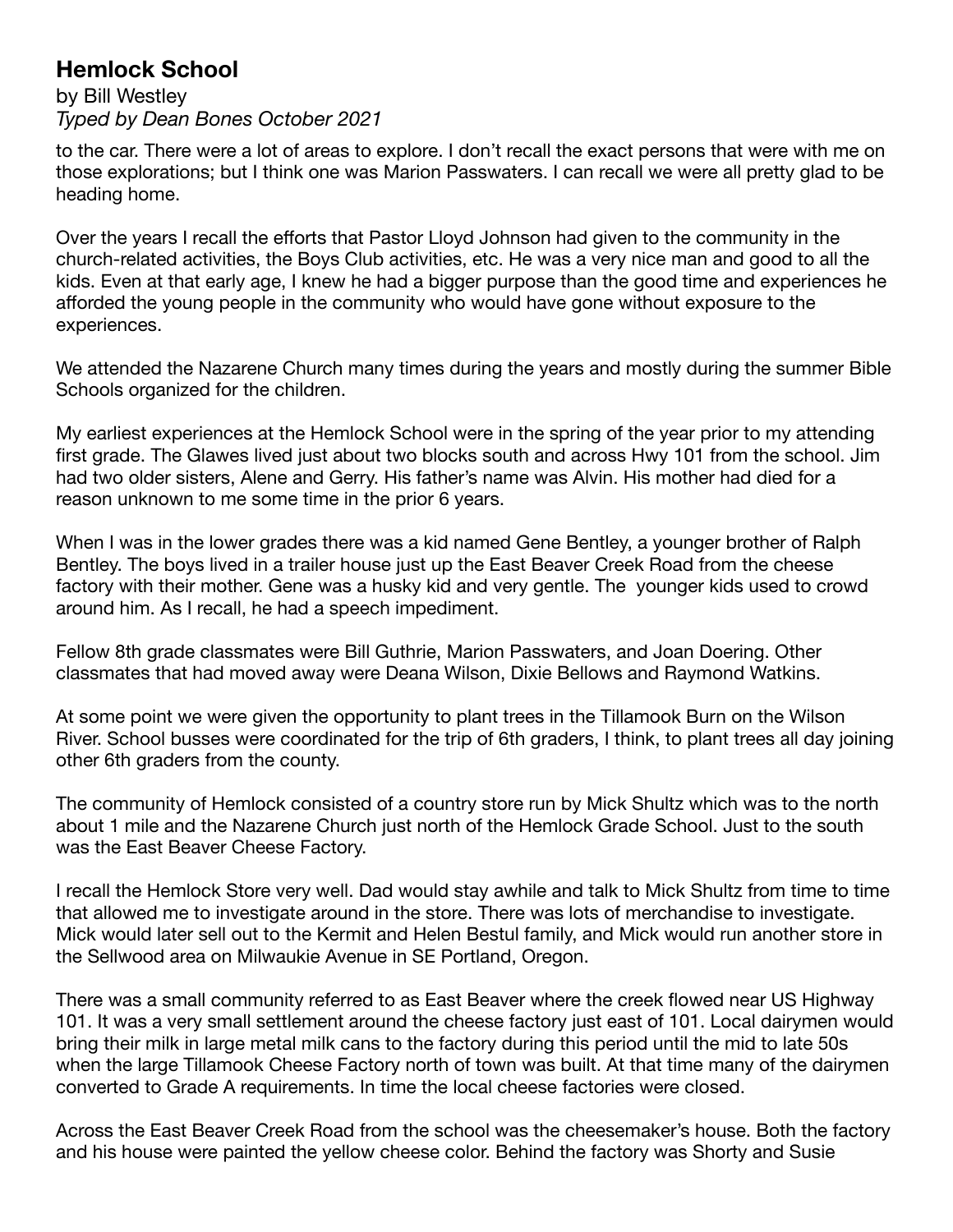## Hemlock School

by Bill Westley
*Typed by Dean Bones October 2021*

to the car. There were a lot of areas to explore. I don't recall the exact persons that were with me on those explorations; but I think one was Marion Passwaters. I can recall we were all pretty glad to be heading home.

Over the years I recall the efforts that Pastor Lloyd Johnson had given to the community in the church-related activities, the Boys Club activities, etc. He was a very nice man and good to all the kids. Even at that early age, I knew he had a bigger purpose than the good time and experiences he afforded the young people in the community who would have gone without exposure to the experiences.

We attended the Nazarene Church many times during the years and mostly during the summer Bible Schools organized for the children.

My earliest experiences at the Hemlock School were in the spring of the year prior to my attending first grade. The Glawes lived just about two blocks south and across Hwy 101 from the school. Jim had two older sisters, Alene and Gerry. His father's name was Alvin. His mother had died for a reason unknown to me some time in the prior 6 years.

When I was in the lower grades there was a kid named Gene Bentley, a younger brother of Ralph Bentley. The boys lived in a trailer house just up the East Beaver Creek Road from the cheese factory with their mother. Gene was a husky kid and very gentle. The younger kids used to crowd around him. As I recall, he had a speech impediment.

Fellow 8th grade classmates were Bill Guthrie, Marion Passwaters, and Joan Doering. Other classmates that had moved away were Deana Wilson, Dixie Bellows and Raymond Watkins.

At some point we were given the opportunity to plant trees in the Tillamook Burn on the Wilson River. School busses were coordinated for the trip of 6th graders, I think, to plant trees all day joining other 6th graders from the county.

The community of Hemlock consisted of a country store run by Mick Shultz which was to the north about 1 mile and the Nazarene Church just north of the Hemlock Grade School. Just to the south was the East Beaver Cheese Factory.

I recall the Hemlock Store very well. Dad would stay awhile and talk to Mick Shultz from time to time that allowed me to investigate around in the store. There was lots of merchandise to investigate. Mick would later sell out to the Kermit and Helen Bestul family, and Mick would run another store in the Sellwood area on Milwaukie Avenue in SE Portland, Oregon.

There was a small community referred to as East Beaver where the creek flowed near US Highway 101. It was a very small settlement around the cheese factory just east of 101. Local dairymen would bring their milk in large metal milk cans to the factory during this period until the mid to late 50s when the large Tillamook Cheese Factory north of town was built. At that time many of the dairymen converted to Grade A requirements. In time the local cheese factories were closed.

Across the East Beaver Creek Road from the school was the cheesemaker's house. Both the factory and his house were painted the yellow cheese color. Behind the factory was Shorty and Susie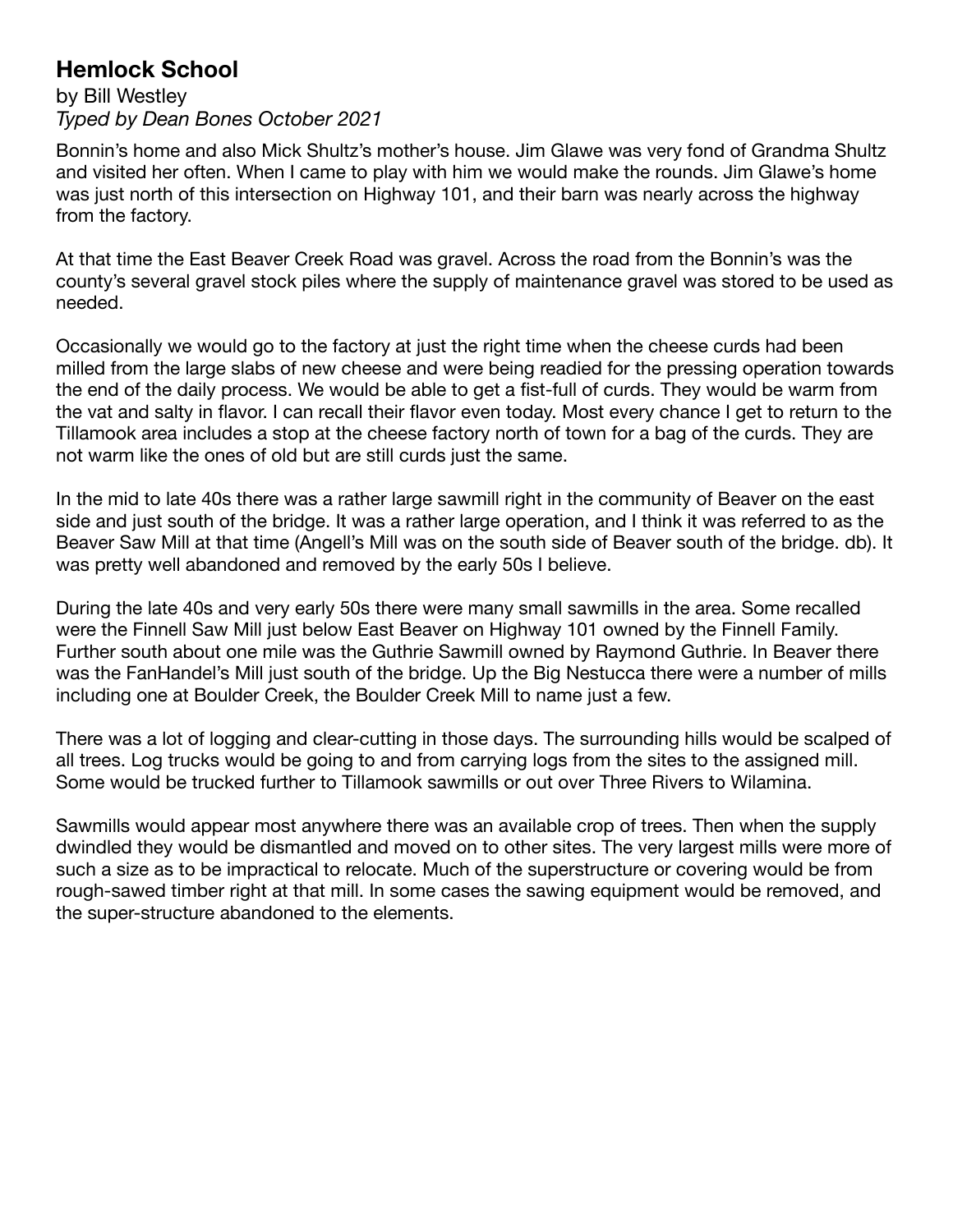## Hemlock School

by Bill Westley
*Typed by Dean Bones October 2021*

Bonnin's home and also Mick Shultz's mother's house. Jim Glawe was very fond of Grandma Shultz and visited her often. When I came to play with him we would make the rounds. Jim Glawe's home was just north of this intersection on Highway 101, and their barn was nearly across the highway from the factory.

At that time the East Beaver Creek Road was gravel. Across the road from the Bonnin's was the county's several gravel stock piles where the supply of maintenance gravel was stored to be used as needed.

Occasionally we would go to the factory at just the right time when the cheese curds had been milled from the large slabs of new cheese and were being readied for the pressing operation towards the end of the daily process. We would be able to get a fist-full of curds. They would be warm from the vat and salty in flavor. I can recall their flavor even today. Most every chance I get to return to the Tillamook area includes a stop at the cheese factory north of town for a bag of the curds. They are not warm like the ones of old but are still curds just the same.

In the mid to late 40s there was a rather large sawmill right in the community of Beaver on the east side and just south of the bridge. It was a rather large operation, and I think it was referred to as the Beaver Saw Mill at that time (Angell's Mill was on the south side of Beaver south of the bridge. db). It was pretty well abandoned and removed by the early 50s I believe.

During the late 40s and very early 50s there were many small sawmills in the area. Some recalled were the Finnell Saw Mill just below East Beaver on Highway 101 owned by the Finnell Family. Further south about one mile was the Guthrie Sawmill owned by Raymond Guthrie. In Beaver there was the FanHandel's Mill just south of the bridge. Up the Big Nestucca there were a number of mills including one at Boulder Creek, the Boulder Creek Mill to name just a few.

There was a lot of logging and clear-cutting in those days. The surrounding hills would be scalped of all trees. Log trucks would be going to and from carrying logs from the sites to the assigned mill. Some would be trucked further to Tillamook sawmills or out over Three Rivers to Wilamina.

Sawmills would appear most anywhere there was an available crop of trees. Then when the supply dwindled they would be dismantled and moved on to other sites. The very largest mills were more of such a size as to be impractical to relocate. Much of the superstructure or covering would be from rough-sawed timber right at that mill. In some cases the sawing equipment would be removed, and the super-structure abandoned to the elements.